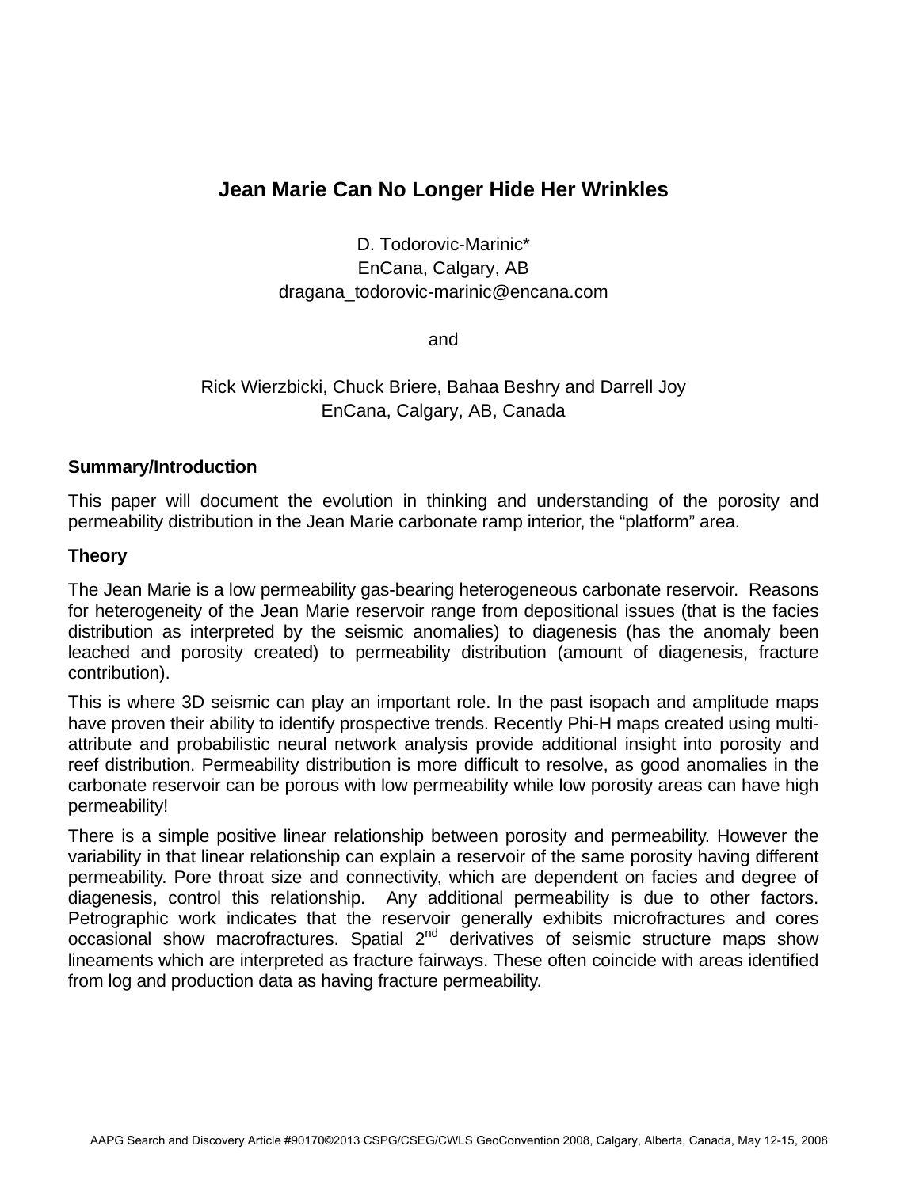# Jean Marie Can No Longer Hide Her Wrinkles

D. Todorovic-Marinic*
EnCana, Calgary, AB
dragana_todorovic-marinic@encana.com

and

Rick Wierzbicki, Chuck Briere, Bahaa Beshry and Darrell Joy
EnCana, Calgary, AB, Canada

## Summary/Introduction

This paper will document the evolution in thinking and understanding of the porosity and permeability distribution in the Jean Marie carbonate ramp interior, the "platform" area.

## Theory

The Jean Marie is a low permeability gas-bearing heterogeneous carbonate reservoir. Reasons for heterogeneity of the Jean Marie reservoir range from depositional issues (that is the facies distribution as interpreted by the seismic anomalies) to diagenesis (has the anomaly been leached and porosity created) to permeability distribution (amount of diagenesis, fracture contribution).

This is where 3D seismic can play an important role. In the past isopach and amplitude maps have proven their ability to identify prospective trends. Recently Phi-H maps created using multi-attribute and probabilistic neural network analysis provide additional insight into porosity and reef distribution. Permeability distribution is more difficult to resolve, as good anomalies in the carbonate reservoir can be porous with low permeability while low porosity areas can have high permeability!

There is a simple positive linear relationship between porosity and permeability. However the variability in that linear relationship can explain a reservoir of the same porosity having different permeability. Pore throat size and connectivity, which are dependent on facies and degree of diagenesis, control this relationship. Any additional permeability is due to other factors. Petrographic work indicates that the reservoir generally exhibits microfractures and cores occasional show macrofractures. Spatial 2$^{nd}$ derivatives of seismic structure maps show lineaments which are interpreted as fracture fairways. These often coincide with areas identified from log and production data as having fracture permeability.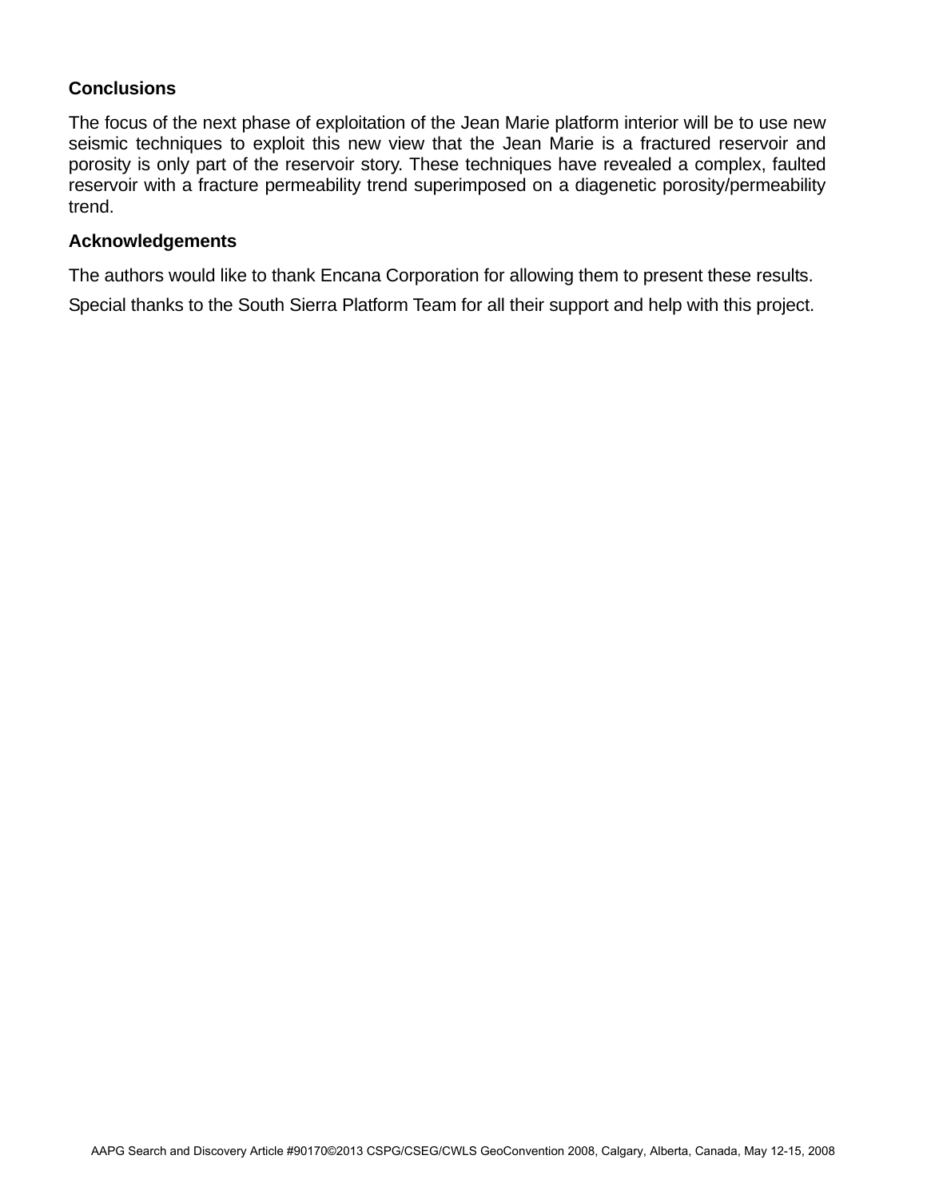## Conclusions

The focus of the next phase of exploitation of the Jean Marie platform interior will be to use new seismic techniques to exploit this new view that the Jean Marie is a fractured reservoir and porosity is only part of the reservoir story. These techniques have revealed a complex, faulted reservoir with a fracture permeability trend superimposed on a diagenetic porosity/permeability trend.

## Acknowledgements

The authors would like to thank Encana Corporation for allowing them to present these results.

Special thanks to the South Sierra Platform Team for all their support and help with this project.